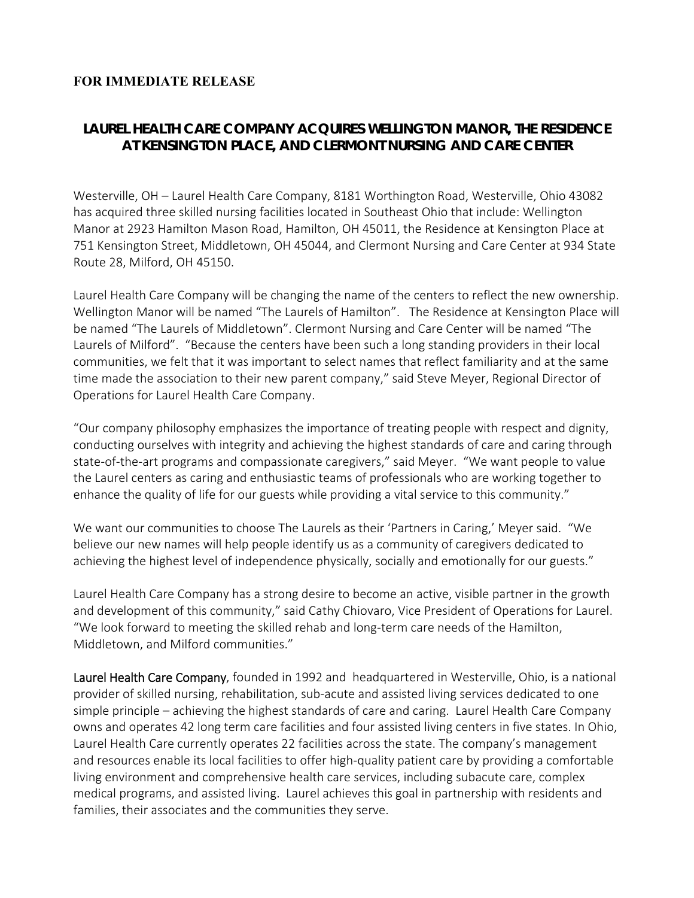**FOR IMMEDIATE RELEASE**

# LAUREL HEALTH CARE COMPANY ACQUIRES WELLINGTON MANOR, THE RESIDENCE AT KENSINGTON PLACE, AND CLERMONT NURSING AND CARE CENTER

Westerville, OH – Laurel Health Care Company, 8181 Worthington Road, Westerville, Ohio 43082 has acquired three skilled nursing facilities located in Southeast Ohio that include: Wellington Manor at 2923 Hamilton Mason Road, Hamilton, OH 45011, the Residence at Kensington Place at 751 Kensington Street, Middletown, OH 45044, and Clermont Nursing and Care Center at 934 State Route 28, Milford, OH 45150.

Laurel Health Care Company will be changing the name of the centers to reflect the new ownership. Wellington Manor will be named "The Laurels of Hamilton". The Residence at Kensington Place will be named "The Laurels of Middletown". Clermont Nursing and Care Center will be named "The Laurels of Milford". "Because the centers have been such a long standing providers in their local communities, we felt that it was important to select names that reflect familiarity and at the same time made the association to their new parent company," said Steve Meyer, Regional Director of Operations for Laurel Health Care Company.

"Our company philosophy emphasizes the importance of treating people with respect and dignity, conducting ourselves with integrity and achieving the highest standards of care and caring through state-of-the-art programs and compassionate caregivers," said Meyer. "We want people to value the Laurel centers as caring and enthusiastic teams of professionals who are working together to enhance the quality of life for our guests while providing a vital service to this community."

We want our communities to choose The Laurels as their 'Partners in Caring,' Meyer said. "We believe our new names will help people identify us as a community of caregivers dedicated to achieving the highest level of independence physically, socially and emotionally for our guests."

Laurel Health Care Company has a strong desire to become an active, visible partner in the growth and development of this community," said Cathy Chiovaro, Vice President of Operations for Laurel. "We look forward to meeting the skilled rehab and long-term care needs of the Hamilton, Middletown, and Milford communities."

Laurel Health Care Company, founded in 1992 and headquartered in Westerville, Ohio, is a national provider of skilled nursing, rehabilitation, sub-acute and assisted living services dedicated to one simple principle – achieving the highest standards of care and caring. Laurel Health Care Company owns and operates 42 long term care facilities and four assisted living centers in five states. In Ohio, Laurel Health Care currently operates 22 facilities across the state. The company's management and resources enable its local facilities to offer high-quality patient care by providing a comfortable living environment and comprehensive health care services, including subacute care, complex medical programs, and assisted living. Laurel achieves this goal in partnership with residents and families, their associates and the communities they serve.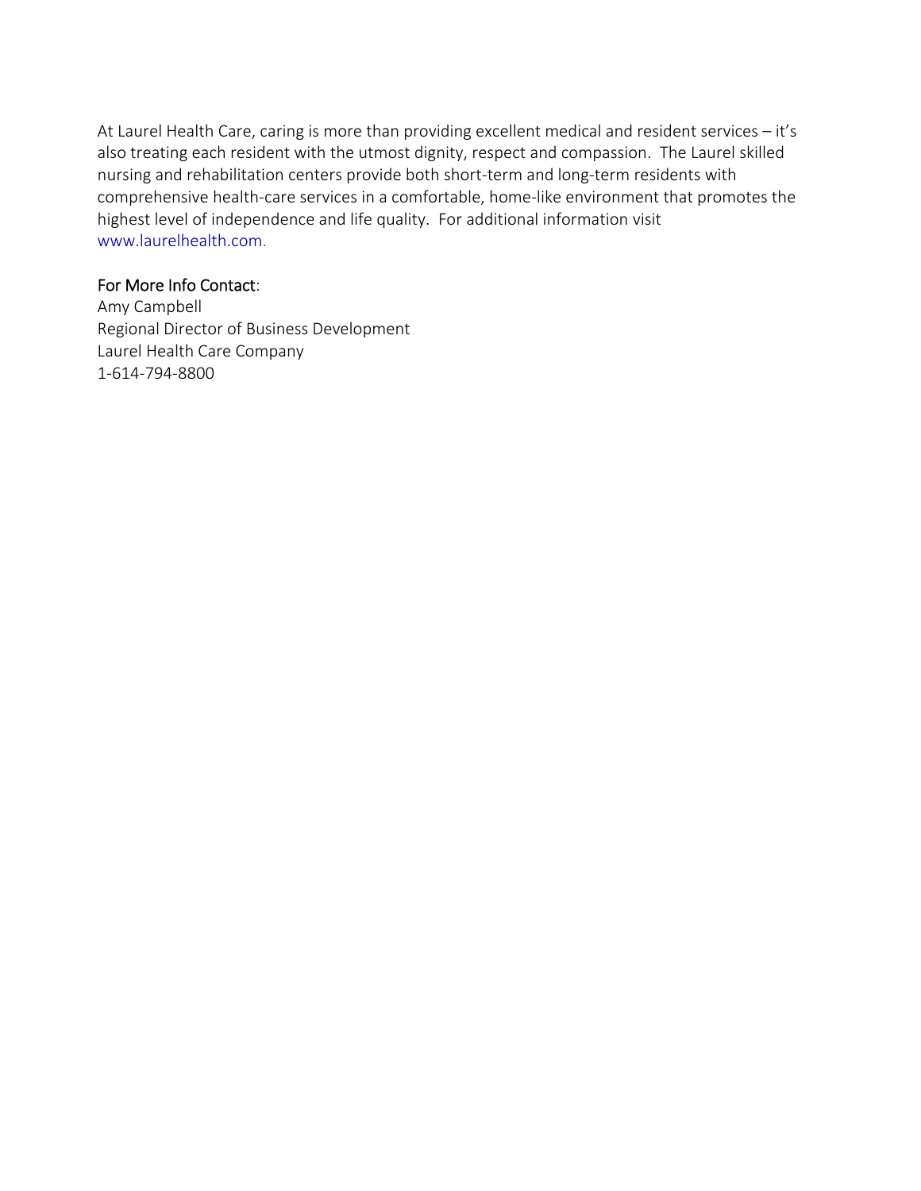At Laurel Health Care, caring is more than providing excellent medical and resident services – it's also treating each resident with the utmost dignity, respect and compassion. The Laurel skilled nursing and rehabilitation centers provide both short-term and long-term residents with comprehensive health-care services in a comfortable, home-like environment that promotes the highest level of independence and life quality. For additional information visit www.laurelhealth.com.

For More Info Contact:

Amy Campbell
Regional Director of Business Development
Laurel Health Care Company
1-614-794-8800